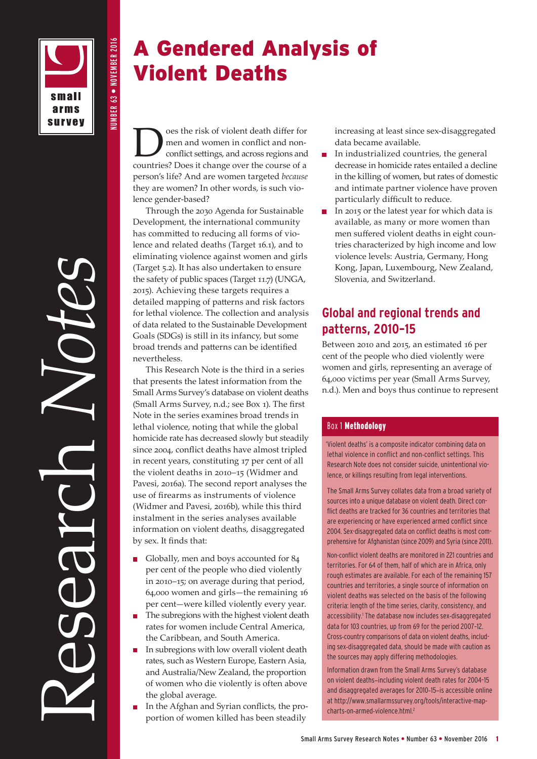# A Gendered Analysis of Violent Deaths

Does the risk of violent death differ for men and women in conflict and non-conflict settings, and across regions and countries? Does it change over the course of a person's life? And are women targeted *because* they are women? In other words, is such violence gender-based?

Through the 2030 Agenda for Sustainable Development, the international community has committed to reducing all forms of violence and related deaths (Target 16.1), and to eliminating violence against women and girls (Target 5.2). It has also undertaken to ensure the safety of public spaces (Target 11.7) (UNGA, 2015). Achieving these targets requires a detailed mapping of patterns and risk factors for lethal violence. The collection and analysis of data related to the Sustainable Development Goals (SDGs) is still in its infancy, but some broad trends and patterns can be identified nevertheless.

This Research Note is the third in a series that presents the latest information from the Small Arms Survey's database on violent deaths (Small Arms Survey, n.d.; see Box 1). The first Note in the series examines broad trends in lethal violence, noting that while the global homicide rate has decreased slowly but steadily since 2004, conflict deaths have almost tripled in recent years, constituting 17 per cent of all the violent deaths in 2010–15 (Widmer and Pavesi, 2016a). The second report analyses the use of firearms as instruments of violence (Widmer and Pavesi, 2016b), while this third instalment in the series analyses available information on violent deaths, disaggregated by sex. It finds that:

- Globally, men and boys accounted for 84 per cent of the people who died violently in 2010–15; on average during that period, 64,000 women and girls—the remaining 16 per cent—were killed violently every year.
- The subregions with the highest violent death rates for women include Central America, the Caribbean, and South America.
- In subregions with low overall violent death rates, such as Western Europe, Eastern Asia, and Australia/New Zealand, the proportion of women who die violently is often above the global average.
- In the Afghan and Syrian conflicts, the proportion of women killed has been steadily increasing at least since sex-disaggregated data became available.
- In industrialized countries, the general decrease in homicide rates entailed a decline in the killing of women, but rates of domestic and intimate partner violence have proven particularly difficult to reduce.
- In 2015 or the latest year for which data is available, as many or more women than men suffered violent deaths in eight countries characterized by high income and low violence levels: Austria, Germany, Hong Kong, Japan, Luxembourg, New Zealand, Slovenia, and Switzerland.

## Global and regional trends and patterns, 2010–15

Between 2010 and 2015, an estimated 16 per cent of the people who died violently were women and girls, representing an average of 64,000 victims per year (Small Arms Survey, n.d.). Men and boys thus continue to represent

### Box 1 Methodology

'Violent deaths' is a composite indicator combining data on lethal violence in conflict and non-conflict settings. This Research Note does not consider suicide, unintentional violence, or killings resulting from legal interventions.

The Small Arms Survey collates data from a broad variety of sources into a unique database on violent death. Direct conflict deaths are tracked for 36 countries and territories that are experiencing or have experienced armed conflict since 2004. Sex-disaggregated data on conflict deaths is most comprehensive for Afghanistan (since 2009) and Syria (since 2011).

Non-conflict violent deaths are monitored in 221 countries and territories. For 64 of them, half of which are in Africa, only rough estimates are available. For each of the remaining 157 countries and territories, a single source of information on violent deaths was selected on the basis of the following criteria: length of the time series, clarity, consistency, and accessibility.[1] The database now includes sex-disaggregated data for 103 countries, up from 69 for the period 2007–12. Cross-country comparisons of data on violent deaths, including sex-disaggregated data, should be made with caution as the sources may apply differing methodologies.

Information drawn from the Small Arms Survey's database on violent deaths—including violent death rates for 2004–15 and disaggregated averages for 2010–15—is accessible online at http://www.smallarmssurvey.org/tools/interactive-map-charts-on-armed-violence.html.[2]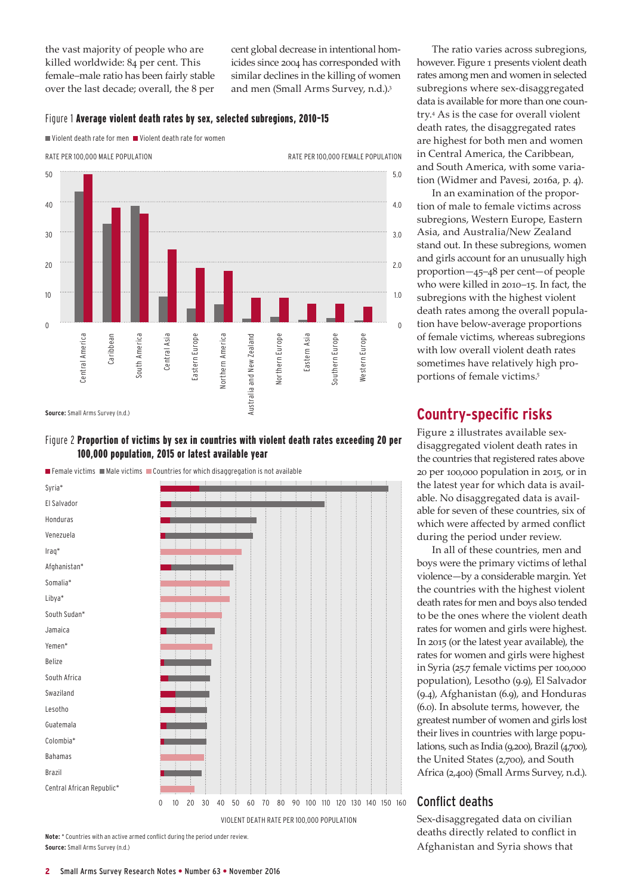the vast majority of people who are killed worldwide: 84 per cent. This female–male ratio has been fairly stable over the last decade; overall, the 8 per cent global decrease in intentional homicides since 2004 has corresponded with similar declines in the killing of women and men (Small Arms Survey, n.d.).[3]

Figure 1 **Average violent death rates by sex, selected subregions, 2010–15**

Violent death rate for men ■ Violent death rate for women

RATE PER 100,000 MALE POPULATION — RATE PER 100,000 FEMALE POPULATION

Central America, Caribbean, South America, Central Asia, Eastern Europe, Northern America, Australia and New Zealand, Northern Europe, Eastern Asia, Southern Europe, Western Europe

**Source:** Small Arms Survey (n.d.)

Figure 2 **Proportion of victims by sex in countries with violent death rates exceeding 20 per 100,000 population, 2015 or latest available year**

■ Female victims ■ Male victims ■ Countries for which disaggregation is not available

Syria*, El Salvador, Honduras, Venezuela, Iraq*, Afghanistan*, Somalia*, Libya*, South Sudan*, Jamaica, Yemen*, Belize, South Africa, Swaziland, Lesotho, Guatemala, Colombia*, Bahamas, Brazil, Central African Republic*

VIOLENT DEATH RATE PER 100,000 POPULATION

**Note:** * Countries with an active armed conflict during the period under review.
**Source:** Small Arms Survey (n.d.)

The ratio varies across subregions, however. Figure 1 presents violent death rates among men and women in selected subregions where sex-disaggregated data is available for more than one country.[4] As is the case for overall violent death rates, the disaggregated rates are highest for both men and women in Central America, the Caribbean, and South America, with some variation (Widmer and Pavesi, 2016a, p. 4).

In an examination of the proportion of male to female victims across subregions, Western Europe, Eastern Asia, and Australia/New Zealand stand out. In these subregions, women and girls account for an unusually high proportion—45–48 per cent—of people who were killed in 2010–15. In fact, the subregions with the highest violent death rates among the overall population have below-average proportions of female victims, whereas subregions with low overall violent death rates sometimes have relatively high proportions of female victims.[5]

## Country-specific risks

Figure 2 illustrates available sex-disaggregated violent death rates in the countries that registered rates above 20 per 100,000 population in 2015, or in the latest year for which data is available. No disaggregated data is available for seven of these countries, six of which were affected by armed conflict during the period under review.

In all of these countries, men and boys were the primary victims of lethal violence—by a considerable margin. Yet the countries with the highest violent death rates for men and boys also tended to be the ones where the violent death rates for women and girls were highest. In 2015 (or the latest year available), the rates for women and girls were highest in Syria (25.7 female victims per 100,000 population), Lesotho (9.9), El Salvador (9.4), Afghanistan (6.9), and Honduras (6.0). In absolute terms, however, the greatest number of women and girls lost their lives in countries with large populations, such as India (9,200), Brazil (4,700), the United States (2,700), and South Africa (2,400) (Small Arms Survey, n.d.).

### Conflict deaths

Sex-disaggregated data on civilian deaths directly related to conflict in Afghanistan and Syria shows that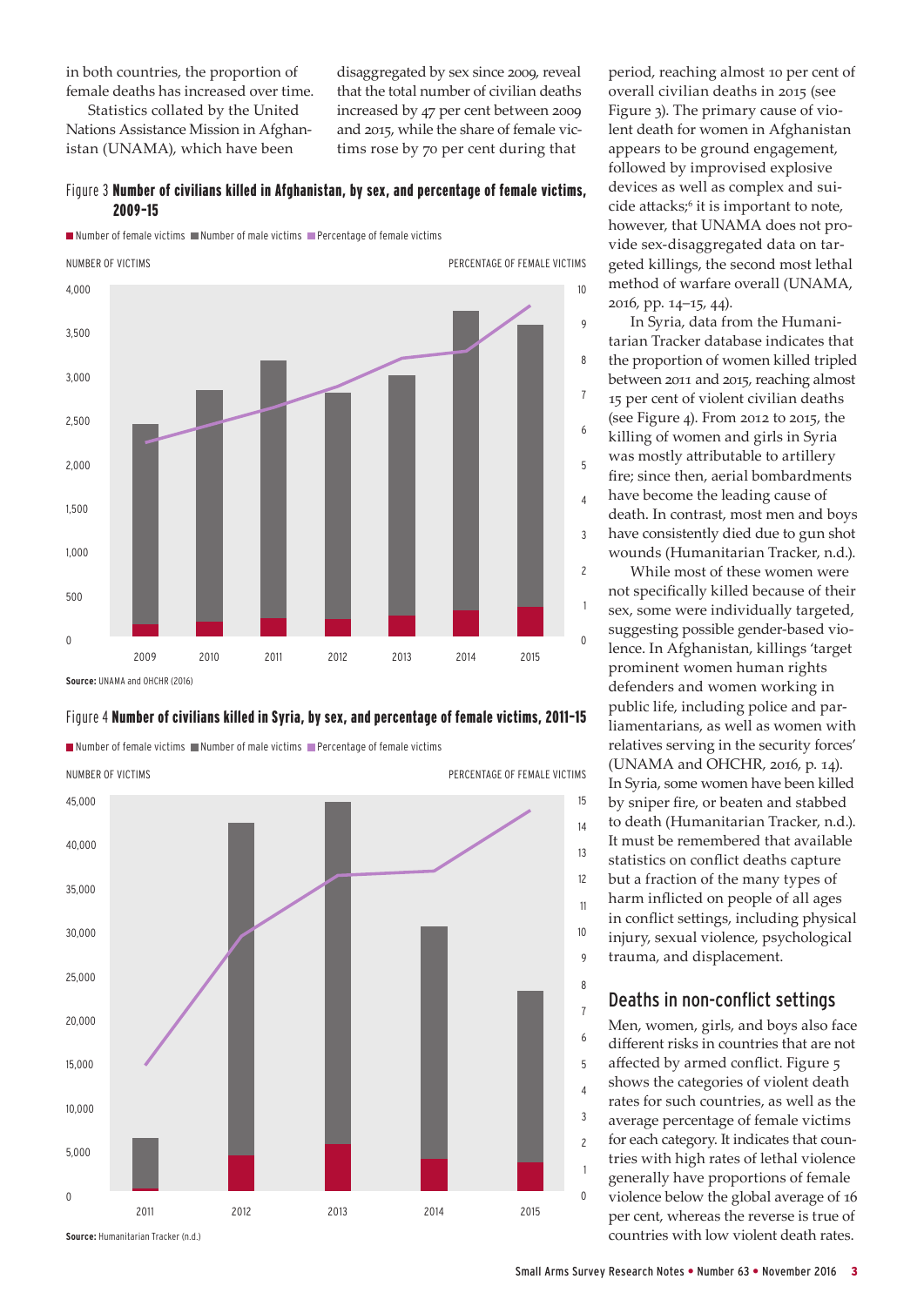in both countries, the proportion of female deaths has increased over time.

Statistics collated by the United Nations Assistance Mission in Afghanistan (UNAMA), which have been disaggregated by sex since 2009, reveal that the total number of civilian deaths increased by 47 per cent between 2009 and 2015, while the share of female victims rose by 70 per cent during that period, reaching almost 10 per cent of overall civilian deaths in 2015 (see Figure 3). The primary cause of violent death for women in Afghanistan appears to be ground engagement, followed by improvised explosive devices as well as complex and suicide attacks;[6] it is important to note, however, that UNAMA does not provide sex-disaggregated data on targeted killings, the second most lethal method of warfare overall (UNAMA, 2016, pp. 14–15, 44).

Figure 3 **Number of civilians killed in Afghanistan, by sex, and percentage of female victims, 2009–15**

**Source:** UNAMA and OHCHR (2016)

Figure 4 **Number of civilians killed in Syria, by sex, and percentage of female victims, 2011–15**

**Source:** Humanitarian Tracker (n.d.)

In Syria, data from the Humanitarian Tracker database indicates that the proportion of women killed tripled between 2011 and 2015, reaching almost 15 per cent of violent civilian deaths (see Figure 4). From 2012 to 2015, the killing of women and girls in Syria was mostly attributable to artillery fire; since then, aerial bombardments have become the leading cause of death. In contrast, most men and boys have consistently died due to gun shot wounds (Humanitarian Tracker, n.d.).

While most of these women were not specifically killed because of their sex, some were individually targeted, suggesting possible gender-based violence. In Afghanistan, killings 'target prominent women human rights defenders and women working in public life, including police and parliamentarians, as well as women with relatives serving in the security forces' (UNAMA and OHCHR, 2016, p. 14). In Syria, some women have been killed by sniper fire, or beaten and stabbed to death (Humanitarian Tracker, n.d.). It must be remembered that available statistics on conflict deaths capture but a fraction of the many types of harm inflicted on people of all ages in conflict settings, including physical injury, sexual violence, psychological trauma, and displacement.

## Deaths in non-conflict settings

Men, women, girls, and boys also face different risks in countries that are not affected by armed conflict. Figure 5 shows the categories of violent death rates for such countries, as well as the average percentage of female victims for each category. It indicates that countries with high rates of lethal violence generally have proportions of female violence below the global average of 16 per cent, whereas the reverse is true of countries with low violent death rates.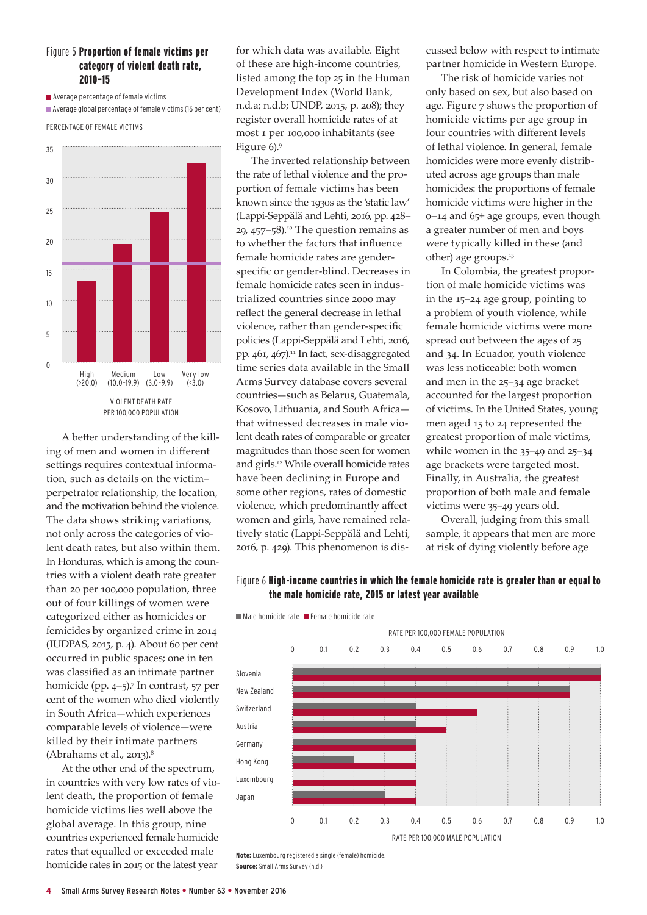Figure 5 **Proportion of female victims per category of violent death rate, 2010–15**

- Average percentage of female victims
- Average global percentage of female victims (16 per cent)

PERCENTAGE OF FEMALE VICTIMS

| Violent death rate per 100,000 population | Average percentage of female victims |
|---|---|
| High (>20.0) | ~13 |
| Medium (10.0–19.9) | ~19 |
| Low (3.0–9.9) | ~24.5 |
| Very low (<3.0) | ~32.5 |

VIOLENT DEATH RATE PER 100,000 POPULATION

A better understanding of the killing of men and women in different settings requires contextual information, such as details on the victim–perpetrator relationship, the location, and the motivation behind the violence. The data shows striking variations, not only across the categories of violent death rates, but also within them. In Honduras, which is among the countries with a violent death rate greater than 20 per 100,000 population, three out of four killings of women were categorized either as homicides or femicides by organized crime in 2014 (IUDPAS, 2015, p. 4). About 60 per cent occurred in public spaces; one in ten was classified as an intimate partner homicide (pp. 4–5).[7] In contrast, 57 per cent of the women who died violently in South Africa—which experiences comparable levels of violence—were killed by their intimate partners (Abrahams et al., 2013).[8]

At the other end of the spectrum, in countries with very low rates of violent death, the proportion of female homicide victims lies well above the global average. In this group, nine countries experienced female homicide rates that equalled or exceeded male homicide rates in 2015 or the latest year for which data was available. Eight of these are high-income countries, listed among the top 25 in the Human Development Index (World Bank, n.d.a; n.d.b; UNDP, 2015, p. 208); they register overall homicide rates of at most 1 per 100,000 inhabitants (see Figure 6).[9]

The inverted relationship between the rate of lethal violence and the proportion of female victims has been known since the 1930s as the 'static law' (Lappi-Seppälä and Lehti, 2016, pp. 428–29, 457–58).[10] The question remains as to whether the factors that influence female homicide rates are gender-specific or gender-blind. Decreases in female homicide rates seen in industrialized countries since 2000 may reflect the general decrease in lethal violence, rather than gender-specific policies (Lappi-Seppälä and Lehti, 2016, pp. 461, 467).[11] In fact, sex-disaggregated time series data available in the Small Arms Survey database covers several countries—such as Belarus, Guatemala, Kosovo, Lithuania, and South Africa—that witnessed decreases in male violent death rates of comparable or greater magnitudes than those seen for women and girls.[12] While overall homicide rates have been declining in Europe and some other regions, rates of domestic violence, which predominantly affect women and girls, have remained relatively static (Lappi-Seppälä and Lehti, 2016, p. 429). This phenomenon is discussed below with respect to intimate partner homicide in Western Europe.

The risk of homicide varies not only based on sex, but also based on age. Figure 7 shows the proportion of homicide victims per age group in four countries with different levels of lethal violence. In general, female homicides were more evenly distributed across age groups than male homicides: the proportions of female homicide victims were higher in the 0–14 and 65+ age groups, even though a greater number of men and boys were typically killed in these (and other) age groups.[13]

In Colombia, the greatest proportion of male homicide victims was in the 15–24 age group, pointing to a problem of youth violence, while female homicide victims were more spread out between the ages of 25 and 34. In Ecuador, youth violence was less noticeable: both women and men in the 25–34 age bracket accounted for the largest proportion of victims. In the United States, young men aged 15 to 24 represented the greatest proportion of male victims, while women in the 35–49 and 25–34 age brackets were targeted most. Finally, in Australia, the greatest proportion of both male and female victims were 35–49 years old.

Overall, judging from this small sample, it appears that men are more at risk of dying violently before age

Figure 6 **High-income countries in which the female homicide rate is greater than or equal to the male homicide rate, 2015 or latest year available**

- Male homicide rate
- Female homicide rate

| Country | Male homicide rate (per 100,000 male population) | Female homicide rate (per 100,000 female population) |
|---|---|---|
| Slovenia | ~1.0 | ~1.0 |
| New Zealand | ~0.9 | ~0.9 |
| Switzerland | ~0.4 | ~0.6 |
| Austria | ~0.4 | ~0.5 |
| Germany | ~0.4 | ~0.4 |
| Hong Kong | ~0.2 | ~0.4 |
| Luxembourg | 0 | ~0.4 |
| Japan | ~0.3 | ~0.4 |

**Note:** Luxembourg registered a single (female) homicide.
**Source:** Small Arms Survey (n.d.)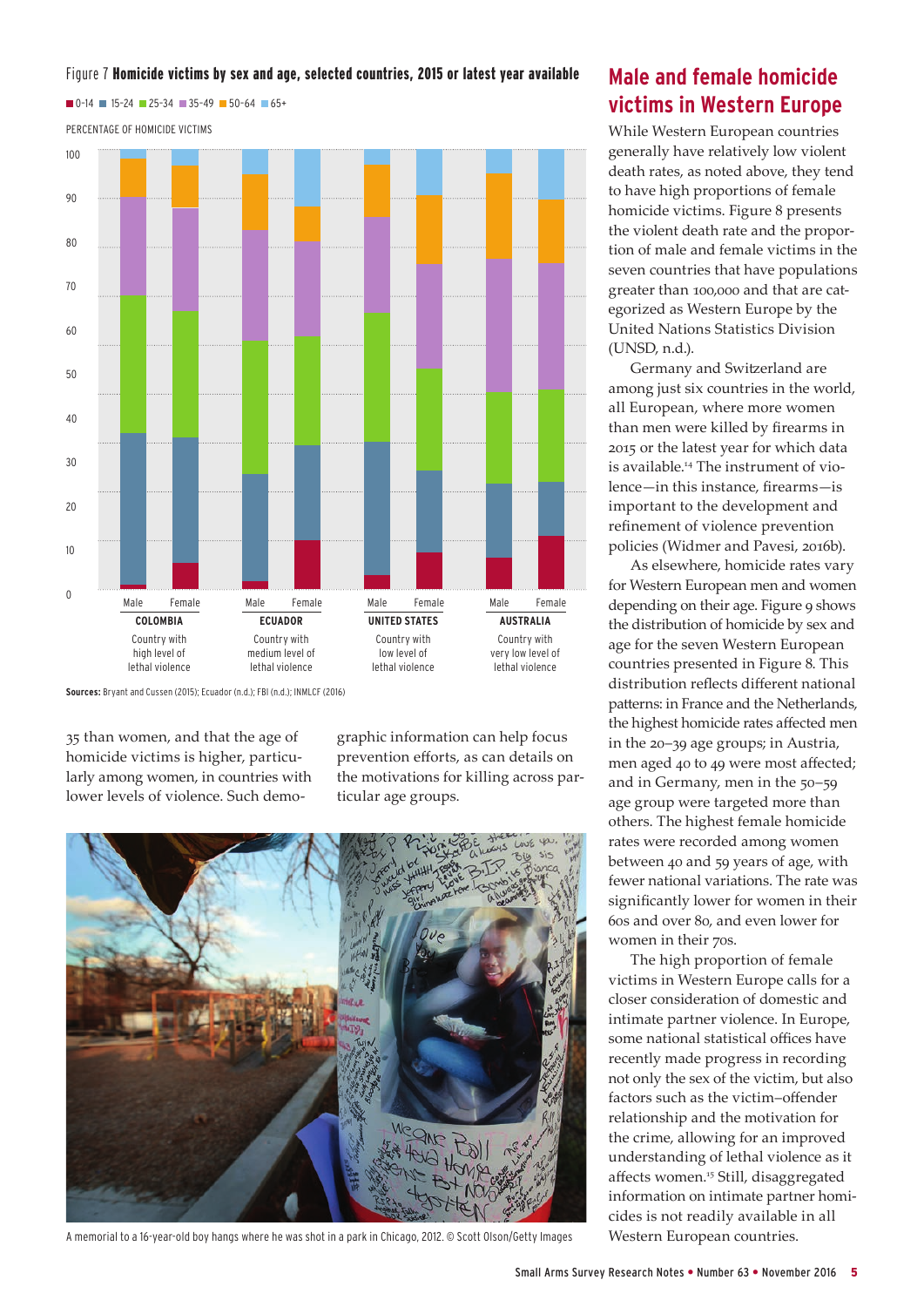Figure 7 **Homicide victims by sex and age, selected countries, 2015 or latest year available**

0-14 | 15-24 | 25-34 | 35-49 | 50-64 | 65+

PERCENTAGE OF HOMICIDE VICTIMS

| | Male | Female |
|---|---|---|
| **COLOMBIA** — Country with high level of lethal violence | | |
| **ECUADOR** — Country with medium level of lethal violence | | |
| **UNITED STATES** — Country with low level of lethal violence | | |
| **AUSTRALIA** — Country with very low level of lethal violence | | |

**Sources:** Bryant and Cussen (2015); Ecuador (n.d.); FBI (n.d.); INMLCF (2016)

35 than women, and that the age of homicide victims is higher, particularly among women, in countries with lower levels of violence. Such demographic information can help focus prevention efforts, as can details on the motivations for killing across particular age groups.

A memorial to a 16-year-old boy hangs where he was shot in a park in Chicago, 2012. © Scott Olson/Getty Images

## Male and female homicide victims in Western Europe

While Western European countries generally have relatively low violent death rates, as noted above, they tend to have high proportions of female homicide victims. Figure 8 presents the violent death rate and the proportion of male and female victims in the seven countries that have populations greater than 100,000 and that are categorized as Western Europe by the United Nations Statistics Division (UNSD, n.d.).

Germany and Switzerland are among just six countries in the world, all European, where more women than men were killed by firearms in 2015 or the latest year for which data is available.[14] The instrument of violence—in this instance, firearms—is important to the development and refinement of violence prevention policies (Widmer and Pavesi, 2016b).

As elsewhere, homicide rates vary for Western European men and women depending on their age. Figure 9 shows the distribution of homicide by sex and age for the seven Western European countries presented in Figure 8. This distribution reflects different national patterns: in France and the Netherlands, the highest homicide rates affected men in the 20–39 age groups; in Austria, men aged 40 to 49 were most affected; and in Germany, men in the 50–59 age group were targeted more than others. The highest female homicide rates were recorded among women between 40 and 59 years of age, with fewer national variations. The rate was significantly lower for women in their 60s and over 80, and even lower for women in their 70s.

The high proportion of female victims in Western Europe calls for a closer consideration of domestic and intimate partner violence. In Europe, some national statistical offices have recently made progress in recording not only the sex of the victim, but also factors such as the victim–offender relationship and the motivation for the crime, allowing for an improved understanding of lethal violence as it affects women.[15] Still, disaggregated information on intimate partner homicides is not readily available in all Western European countries.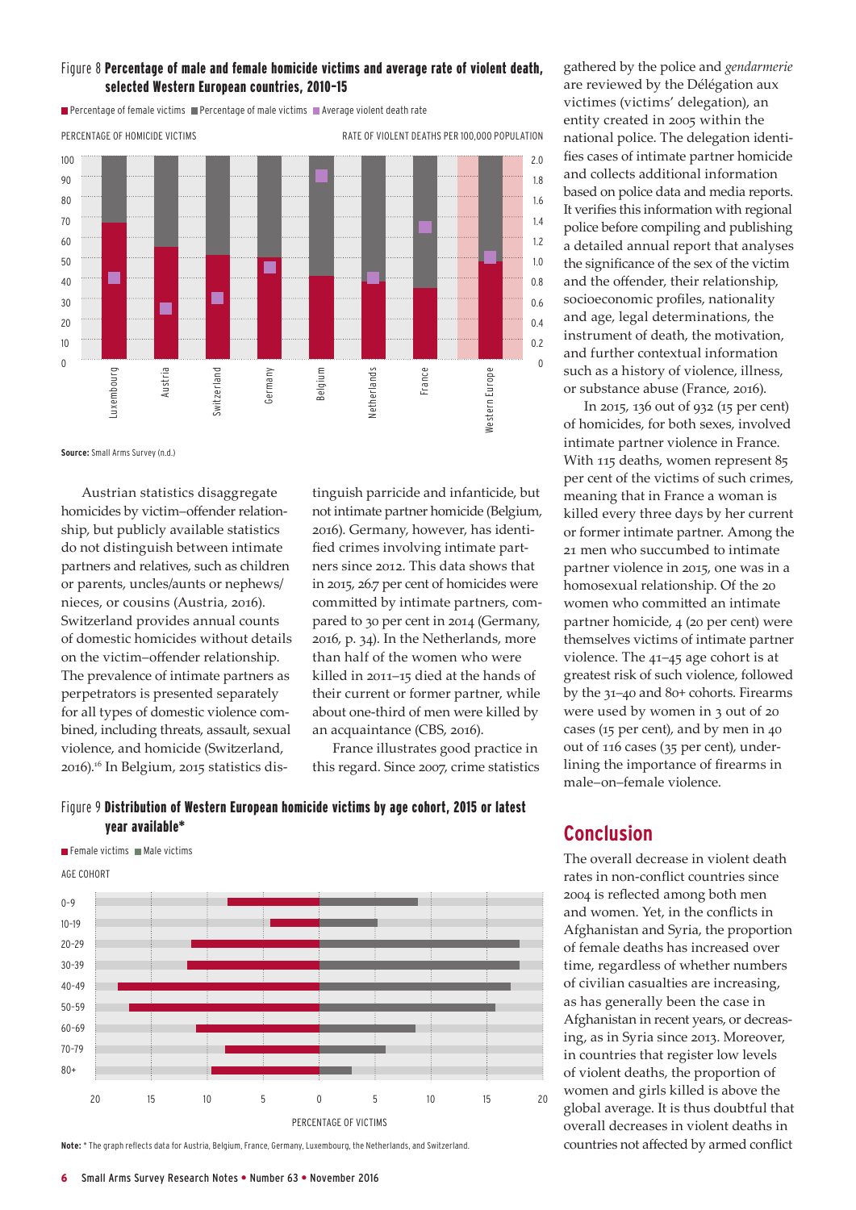Figure 8 **Percentage of male and female homicide victims and average rate of violent death, selected Western European countries, 2010–15**

Source: Small Arms Survey (n.d.)

Austrian statistics disaggregate homicides by victim–offender relationship, but publicly available statistics do not distinguish between intimate partners and relatives, such as children or parents, uncles/aunts or nephews/nieces, or cousins (Austria, 2016). Switzerland provides annual counts of domestic homicides without details on the victim–offender relationship. The prevalence of intimate partners as perpetrators is presented separately for all types of domestic violence combined, including threats, assault, sexual violence, and homicide (Switzerland, 2016).[16] In Belgium, 2015 statistics distinguish parricide and infanticide, but not intimate partner homicide (Belgium, 2016). Germany, however, has identified crimes involving intimate partners since 2012. This data shows that in 2015, 26.7 per cent of homicides were committed by intimate partners, compared to 30 per cent in 2014 (Germany, 2016, p. 34). In the Netherlands, more than half of the women who were killed in 2011–15 died at the hands of their current or former partner, while about one-third of men were killed by an acquaintance (CBS, 2016).

France illustrates good practice in this regard. Since 2007, crime statistics gathered by the police and *gendarmerie* are reviewed by the Délégation aux victimes (victims' delegation), an entity created in 2005 within the national police. The delegation identifies cases of intimate partner homicide and collects additional information based on police data and media reports. It verifies this information with regional police before compiling and publishing a detailed annual report that analyses the significance of the sex of the victim and the offender, their relationship, socioeconomic profiles, nationality and age, legal determinations, the instrument of death, the motivation, and further contextual information such as a history of violence, illness, or substance abuse (France, 2016).

In 2015, 136 out of 932 (15 per cent) of homicides, for both sexes, involved intimate partner violence in France. With 115 deaths, women represent 85 per cent of the victims of such crimes, meaning that in France a woman is killed every three days by her current or former intimate partner. Among the 21 men who succumbed to intimate partner violence in 2015, one was in a homosexual relationship. Of the 20 women who committed an intimate partner homicide, 4 (20 per cent) were themselves victims of intimate partner violence. The 41–45 age cohort is at greatest risk of such violence, followed by the 31–40 and 80+ cohorts. Firearms were used by women in 3 out of 20 cases (15 per cent), and by men in 40 out of 116 cases (35 per cent), underlining the importance of firearms in male–on–female violence.

Figure 9 **Distribution of Western European homicide victims by age cohort, 2015 or latest year available***

Note: * The graph reflects data for Austria, Belgium, France, Germany, Luxembourg, the Netherlands, and Switzerland.

## Conclusion

The overall decrease in violent death rates in non-conflict countries since 2004 is reflected among both men and women. Yet, in the conflicts in Afghanistan and Syria, the proportion of female deaths has increased over time, regardless of whether numbers of civilian casualties are increasing, as has generally been the case in Afghanistan in recent years, or decreasing, as in Syria since 2013. Moreover, in countries that register low levels of violent deaths, the proportion of women and girls killed is above the global average. It is thus doubtful that overall decreases in violent deaths in countries not affected by armed conflict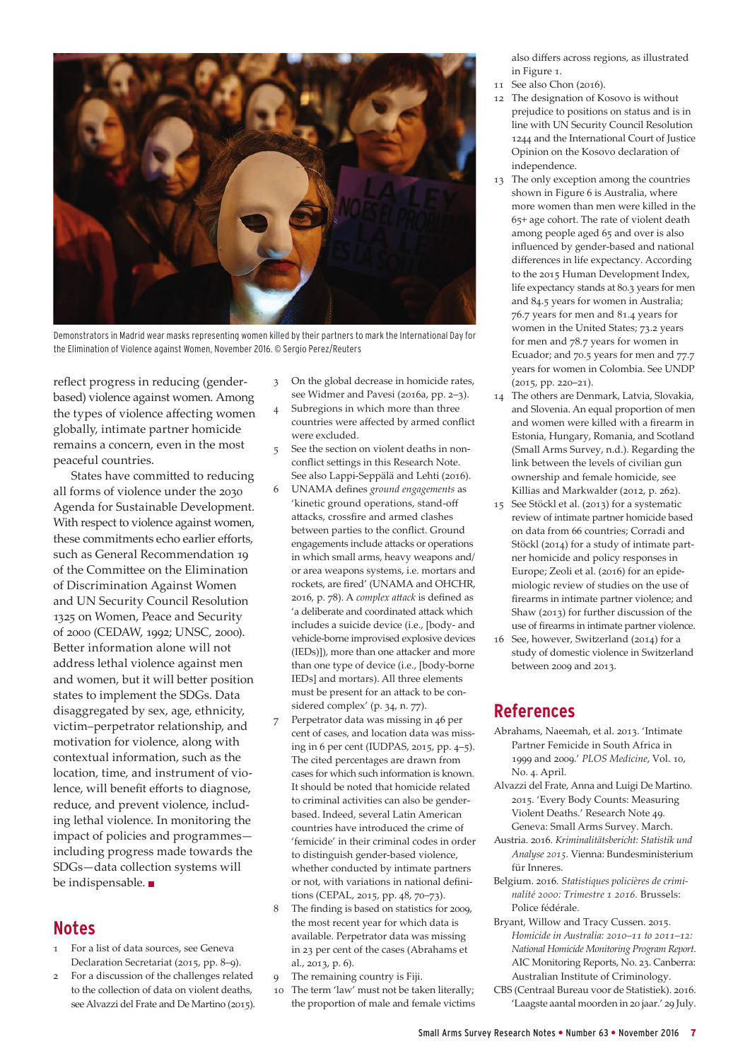Demonstrators in Madrid wear masks representing women killed by their partners to mark the International Day for the Elimination of Violence against Women, November 2016. © Sergio Perez/Reuters

reflect progress in reducing (gender-based) violence against women. Among the types of violence affecting women globally, intimate partner homicide remains a concern, even in the most peaceful countries.

States have committed to reducing all forms of violence under the 2030 Agenda for Sustainable Development. With respect to violence against women, these commitments echo earlier efforts, such as General Recommendation 19 of the Committee on the Elimination of Discrimination Against Women and UN Security Council Resolution 1325 on Women, Peace and Security of 2000 (CEDAW, 1992; UNSC, 2000). Better information alone will not address lethal violence against men and women, but it will better position states to implement the SDGs. Data disaggregated by sex, age, ethnicity, victim–perpetrator relationship, and motivation for violence, along with contextual information, such as the location, time, and instrument of violence, will benefit efforts to diagnose, reduce, and prevent violence, including lethal violence. In monitoring the impact of policies and programmes—including progress made towards the SDGs—data collection systems will be indispensable. ■

## Notes

1. For a list of data sources, see Geneva Declaration Secretariat (2015, pp. 8–9).
2. For a discussion of the challenges related to the collection of data on violent deaths, see Alvazzi del Frate and De Martino (2015).
3. On the global decrease in homicide rates, see Widmer and Pavesi (2016a, pp. 2–3).
4. Subregions in which more than three countries were affected by armed conflict were excluded.
5. See the section on violent deaths in non-conflict settings in this Research Note. See also Lappi-Seppälä and Lehti (2016).
6. UNAMA defines *ground engagements* as 'kinetic ground operations, stand-off attacks, crossfire and armed clashes between parties to the conflict. Ground engagements include attacks or operations in which small arms, heavy weapons and/or area weapons systems, i.e. mortars and rockets, are fired' (UNAMA and OHCHR, 2016, p. 78). A *complex attack* is defined as 'a deliberate and coordinated attack which includes a suicide device (i.e., [body- and vehicle-borne improvised explosive devices (IEDs)]), more than one attacker and more than one type of device (i.e., [body-borne IEDs] and mortars). All three elements must be present for an attack to be considered complex' (p. 34, n. 77).
7. Perpetrator data was missing in 46 per cent of cases, and location data was missing in 6 per cent (IUDPAS, 2015, pp. 4–5). The cited percentages are drawn from cases for which such information is known. It should be noted that homicide related to criminal activities can also be gender-based. Indeed, several Latin American countries have introduced the crime of 'femicide' in their criminal codes in order to distinguish gender-based violence, whether conducted by intimate partners or not, with variations in national definitions (CEPAL, 2015, pp. 48, 70–73).
8. The finding is based on statistics for 2009, the most recent year for which data is available. Perpetrator data was missing in 23 per cent of the cases (Abrahams et al., 2013, p. 6).
9. The remaining country is Fiji.
10. The term 'law' must not be taken literally; the proportion of male and female victims also differs across regions, as illustrated in Figure 1.
11. See also Chon (2016).
12. The designation of Kosovo is without prejudice to positions on status and is in line with UN Security Council Resolution 1244 and the International Court of Justice Opinion on the Kosovo declaration of independence.
13. The only exception among the countries shown in Figure 6 is Australia, where more women than men were killed in the 65+ age cohort. The rate of violent death among people aged 65 and over is also influenced by gender-based and national differences in life expectancy. According to the 2015 Human Development Index, life expectancy stands at 80.3 years for men and 84.5 years for women in Australia; 76.7 years for men and 81.4 years for women in the United States; 73.2 years for men and 78.7 years for women in Ecuador; and 70.5 years for men and 77.7 years for women in Colombia. See UNDP (2015, pp. 220–21).
14. The others are Denmark, Latvia, Slovakia, and Slovenia. An equal proportion of men and women were killed with a firearm in Estonia, Hungary, Romania, and Scotland (Small Arms Survey, n.d.). Regarding the link between the levels of civilian gun ownership and female homicide, see Killias and Markwalder (2012, p. 262).
15. See Stöckl et al. (2013) for a systematic review of intimate partner homicide based on data from 66 countries; Corradi and Stöckl (2014) for a study of intimate partner homicide and policy responses in Europe; Zeoli et al. (2016) for an epidemiologic review of studies on the use of firearms in intimate partner violence; and Shaw (2013) for further discussion of the use of firearms in intimate partner violence.
16. See, however, Switzerland (2014) for a study of domestic violence in Switzerland between 2009 and 2013.

## References

Abrahams, Naeemah, et al. 2013. 'Intimate Partner Femicide in South Africa in 1999 and 2009.' *PLOS Medicine*, Vol. 10, No. 4. April.

Alvazzi del Frate, Anna and Luigi De Martino. 2015. 'Every Body Counts: Measuring Violent Deaths.' Research Note 49. Geneva: Small Arms Survey. March.

Austria. 2016. *Kriminalitätsbericht: Statistik und Analyse 2015*. Vienna: Bundesministerium für Inneres.

Belgium. 2016. *Statistiques policières de criminalité 2000: Trimestre 1 2016*. Brussels: Police fédérale.

Bryant, Willow and Tracy Cussen. 2015. *Homicide in Australia: 2010–11 to 2011–12: National Homicide Monitoring Program Report*. AIC Monitoring Reports, No. 23. Canberra: Australian Institute of Criminology.

CBS (Centraal Bureau voor de Statistiek). 2016. 'Laagste aantal moorden in 20 jaar.' 29 July.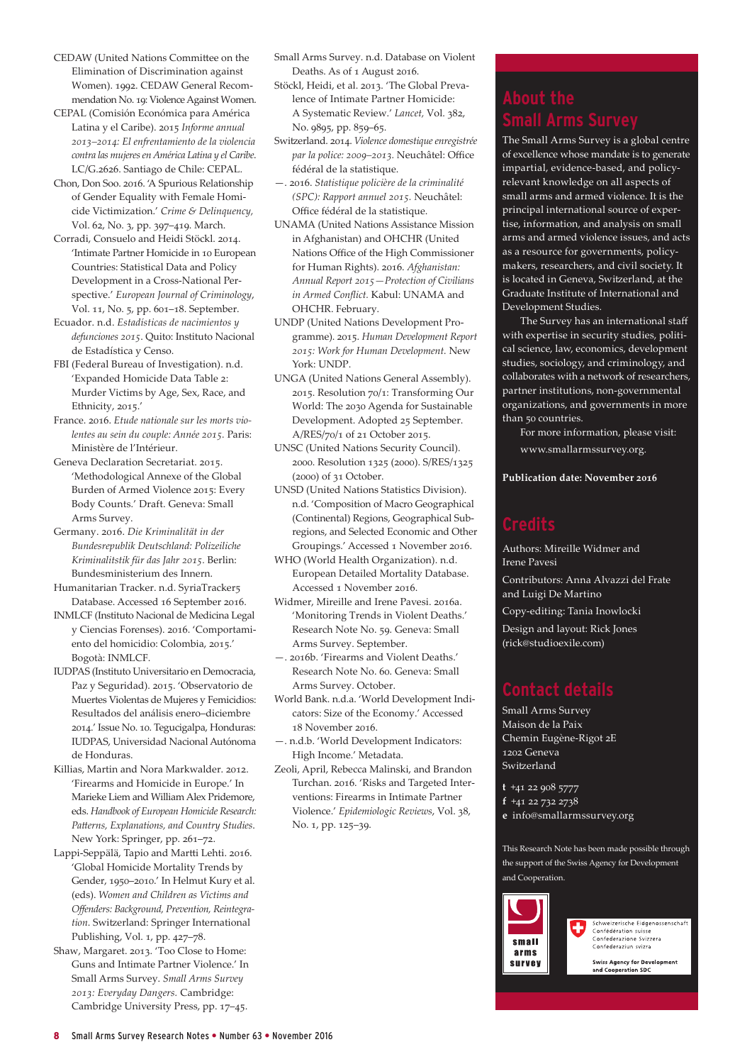CEDAW (United Nations Committee on the Elimination of Discrimination against Women). 1992. CEDAW General Recommendation No. 19: Violence Against Women.

CEPAL (Comisión Económica para América Latina y el Caribe). 2015 *Informe annual 2013–2014: El enfrentamiento de la violencia contra las mujeres en América Latina y el Caribe*. LC/G.2626. Santiago de Chile: CEPAL.

Chon, Don Soo. 2016. 'A Spurious Relationship of Gender Equality with Female Homicide Victimization.' *Crime & Delinquency*, Vol. 62, No. 3, pp. 397–419. March.

Corradi, Consuelo and Heidi Stöckl. 2014. 'Intimate Partner Homicide in 10 European Countries: Statistical Data and Policy Development in a Cross-National Perspective.' *European Journal of Criminology*, Vol. 11, No. 5, pp. 601–18. September.

Ecuador. n.d. *Estadísticas de nacimientos y defunciones 2015*. Quito: Instituto Nacional de Estadística y Censo.

FBI (Federal Bureau of Investigation). n.d. 'Expanded Homicide Data Table 2: Murder Victims by Age, Sex, Race, and Ethnicity, 2015.'

France. 2016. *Etude nationale sur les morts violentes au sein du couple: Année 2015*. Paris: Ministère de l'Intérieur.

Geneva Declaration Secretariat. 2015. 'Methodological Annexe of the Global Burden of Armed Violence 2015: Every Body Counts.' Draft. Geneva: Small Arms Survey.

Germany. 2016. *Die Kriminalität in der Bundesrepublik Deutschland: Polizeiliche Kriminalitstik für das Jahr 2015*. Berlin: Bundesministerium des Innern.

Humanitarian Tracker. n.d. SyriaTracker5 Database. Accessed 16 September 2016.

INMLCF (Instituto Nacional de Medicina Legal y Ciencias Forenses). 2016. 'Comportamiento del homicidio: Colombia, 2015.' Bogotà: INMLCF.

IUDPAS (Instituto Universitario en Democracia, Paz y Seguridad). 2015. 'Observatorio de Muertes Violentas de Mujeres y Femicidios: Resultados del análisis enero–diciembre 2014.' Issue No. 10. Tegucigalpa, Honduras: IUDPAS, Universidad Nacional Autónoma de Honduras.

Killias, Martin and Nora Markwalder. 2012. 'Firearms and Homicide in Europe.' In Marieke Liem and William Alex Pridemore, eds. *Handbook of European Homicide Research: Patterns, Explanations, and Country Studies*. New York: Springer, pp. 261–72.

Lappi-Seppälä, Tapio and Martti Lehti. 2016. 'Global Homicide Mortality Trends by Gender, 1950–2010.' In Helmut Kury et al. (eds). *Women and Children as Victims and Offenders: Background, Prevention, Reintegration*. Switzerland: Springer International Publishing, Vol. 1, pp. 427–78.

Shaw, Margaret. 2013. 'Too Close to Home: Guns and Intimate Partner Violence.' In Small Arms Survey. *Small Arms Survey 2013: Everyday Dangers*. Cambridge: Cambridge University Press, pp. 17–45.

Small Arms Survey. n.d. Database on Violent Deaths. As of 1 August 2016.

Stöckl, Heidi, et al. 2013. 'The Global Prevalence of Intimate Partner Homicide: A Systematic Review.' *Lancet*, Vol. 382, No. 9895, pp. 859–65.

Switzerland. 2014. *Violence domestique enregistrée par la police: 2009–2013*. Neuchâtel: Office fédéral de la statistique.

—. 2016. *Statistique policière de la criminalité (SPC): Rapport annuel 2015*. Neuchâtel: Office fédéral de la statistique.

UNAMA (United Nations Assistance Mission in Afghanistan) and OHCHR (United Nations Office of the High Commissioner for Human Rights). 2016. *Afghanistan: Annual Report 2015—Protection of Civilians in Armed Conflict*. Kabul: UNAMA and OHCHR. February.

UNDP (United Nations Development Programme). 2015. *Human Development Report 2015: Work for Human Development*. New York: UNDP.

UNGA (United Nations General Assembly). 2015. Resolution 70/1: Transforming Our World: The 2030 Agenda for Sustainable Development. Adopted 25 September. A/RES/70/1 of 21 October 2015.

UNSC (United Nations Security Council). 2000. Resolution 1325 (2000). S/RES/1325 (2000) of 31 October.

UNSD (United Nations Statistics Division). n.d. 'Composition of Macro Geographical (Continental) Regions, Geographical Subregions, and Selected Economic and Other Groupings.' Accessed 1 November 2016.

WHO (World Health Organization). n.d. European Detailed Mortality Database. Accessed 1 November 2016.

Widmer, Mireille and Irene Pavesi. 2016a. 'Monitoring Trends in Violent Deaths.' Research Note No. 59. Geneva: Small Arms Survey. September.

—. 2016b. 'Firearms and Violent Deaths.' Research Note No. 60. Geneva: Small Arms Survey. October.

World Bank. n.d.a. 'World Development Indicators: Size of the Economy.' Accessed 18 November 2016.

—. n.d.b. 'World Development Indicators: High Income.' Metadata.

Zeoli, April, Rebecca Malinski, and Brandon Turchan. 2016. 'Risks and Targeted Interventions: Firearms in Intimate Partner Violence.' *Epidemiologic Reviews*, Vol. 38, No. 1, pp. 125–39.

## About the Small Arms Survey

The Small Arms Survey is a global centre of excellence whose mandate is to generate impartial, evidence-based, and policy-relevant knowledge on all aspects of small arms and armed violence. It is the principal international source of expertise, information, and analysis on small arms and armed violence issues, and acts as a resource for governments, policy-makers, researchers, and civil society. It is located in Geneva, Switzerland, at the Graduate Institute of International and Development Studies.

The Survey has an international staff with expertise in security studies, political science, law, economics, development studies, sociology, and criminology, and collaborates with a network of researchers, partner institutions, non-governmental organizations, and governments in more than 50 countries.

For more information, please visit: www.smallarmssurvey.org.

**Publication date: November 2016**

## Credits

Authors: Mireille Widmer and Irene Pavesi

Contributors: Anna Alvazzi del Frate and Luigi De Martino

Copy-editing: Tania Inowlocki

Design and layout: Rick Jones (rick@studioexile.com)

## Contact details

Small Arms Survey
Maison de la Paix
Chemin Eugène-Rigot 2E
1202 Geneva
Switzerland

**t** +41 22 908 5777
**f** +41 22 732 2738
**e** info@smallarmssurvey.org

This Research Note has been made possible through the support of the Swiss Agency for Development and Cooperation.

small arms survey

Schweizerische Eidgenossenschaft
Confédération suisse
Confederazione Svizzera
Confederaziun svizra

**Swiss Agency for Development and Cooperation SDC**